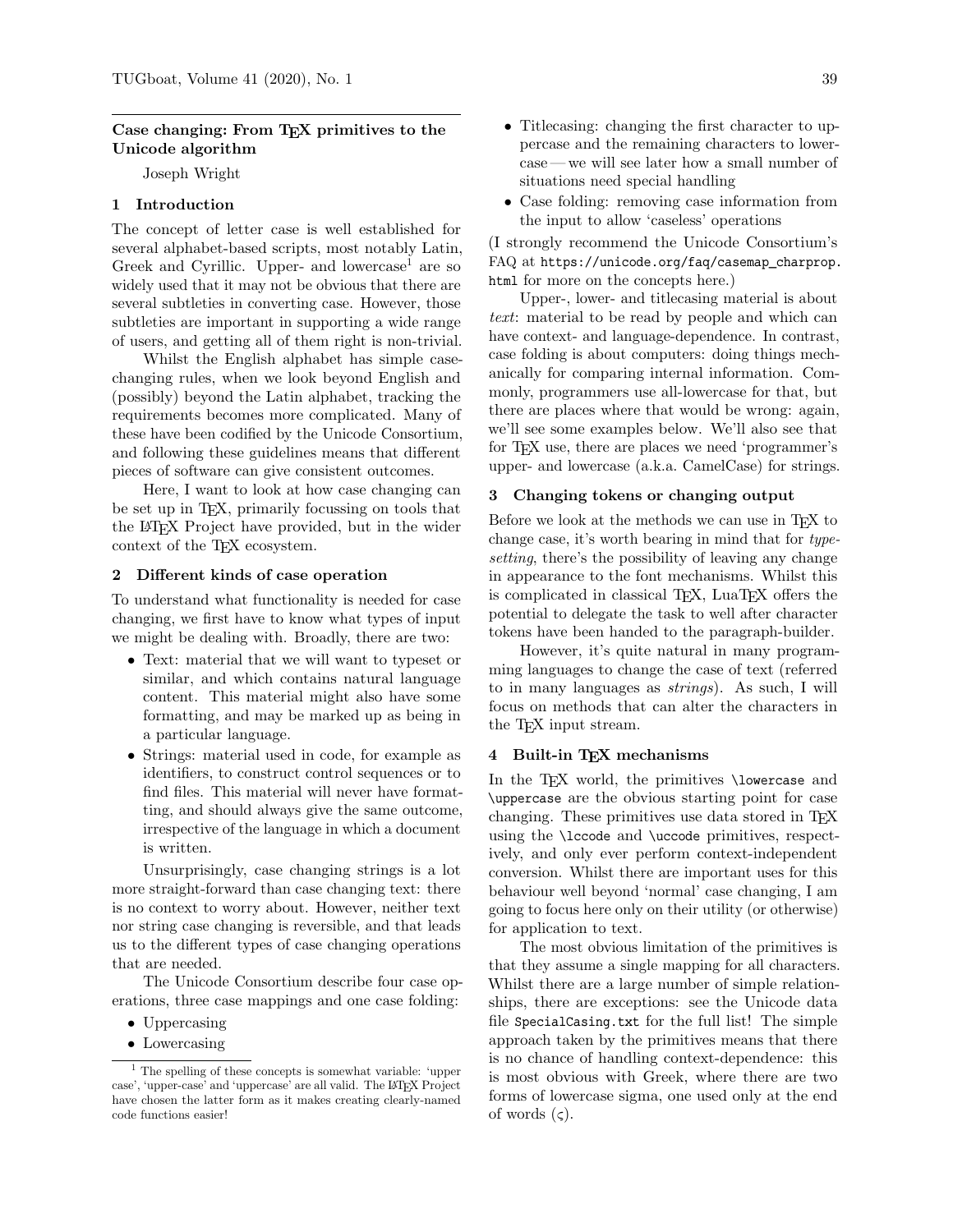## Case changing: From TEX primitives to the Unicode algorithm

Joseph Wright

### 1 Introduction

The concept of letter case is well established for several alphabet-based scripts, most notably Latin, Greek and Cyrillic. Upper- and lowercase[1] are so widely used that it may not be obvious that there are several subtleties in converting case. However, those subtleties are important in supporting a wide range of users, and getting all of them right is non-trivial.

Whilst the English alphabet has simple case-changing rules, when we look beyond English and (possibly) beyond the Latin alphabet, tracking the requirements becomes more complicated. Many of these have been codified by the Unicode Consortium, and following these guidelines means that different pieces of software can give consistent outcomes.

Here, I want to look at how case changing can be set up in TEX, primarily focussing on tools that the LATEX Project have provided, but in the wider context of the TEX ecosystem.

### 2 Different kinds of case operation

To understand what functionality is needed for case changing, we first have to know what types of input we might be dealing with. Broadly, there are two:

- Text: material that we will want to typeset or similar, and which contains natural language content. This material might also have some formatting, and may be marked up as being in a particular language.
- Strings: material used in code, for example as identifiers, to construct control sequences or to find files. This material will never have formatting, and should always give the same outcome, irrespective of the language in which a document is written.

Unsurprisingly, case changing strings is a lot more straight-forward than case changing text: there is no context to worry about. However, neither text nor string case changing is reversible, and that leads us to the different types of case changing operations that are needed.

The Unicode Consortium describe four case operations, three case mappings and one case folding:

- Uppercasing
- Lowercasing
- Titlecasing: changing the first character to uppercase and the remaining characters to lowercase — we will see later how a small number of situations need special handling
- Case folding: removing case information from the input to allow 'caseless' operations

(I strongly recommend the Unicode Consortium's FAQ at `https://unicode.org/faq/casemap_charprop.html` for more on the concepts here.)

Upper-, lower- and titlecasing material is about *text*: material to be read by people and which can have context- and language-dependence. In contrast, case folding is about computers: doing things mechanically for comparing internal information. Commonly, programmers use all-lowercase for that, but there are places where that would be wrong: again, we'll see some examples below. We'll also see that for TEX use, there are places we need 'programmer's upper- and lowercase (a.k.a. CamelCase) for strings.

### 3 Changing tokens or changing output

Before we look at the methods we can use in TEX to change case, it's worth bearing in mind that for *typesetting*, there's the possibility of leaving any change in appearance to the font mechanisms. Whilst this is complicated in classical TEX, LuaTEX offers the potential to delegate the task to well after character tokens have been handed to the paragraph-builder.

However, it's quite natural in many programming languages to change the case of text (referred to in many languages as *strings*). As such, I will focus on methods that can alter the characters in the TEX input stream.

### 4 Built-in TEX mechanisms

In the TEX world, the primitives `\lowercase` and `\uppercase` are the obvious starting point for case changing. These primitives use data stored in TEX using the `\lccode` and `\uccode` primitives, respectively, and only ever perform context-independent conversion. Whilst there are important uses for this behaviour well beyond 'normal' case changing, I am going to focus here only on their utility (or otherwise) for application to text.

The most obvious limitation of the primitives is that they assume a single mapping for all characters. Whilst there are a large number of simple relationships, there are exceptions: see the Unicode data file `SpecialCasing.txt` for the full list! The simple approach taken by the primitives means that there is no chance of handling context-dependence: this is most obvious with Greek, where there are two forms of lowercase sigma, one used only at the end of words (ς).

[1] The spelling of these concepts is somewhat variable: 'upper case', 'upper-case' and 'uppercase' are all valid. The LATEX Project have chosen the latter form as it makes creating clearly-named code functions easier!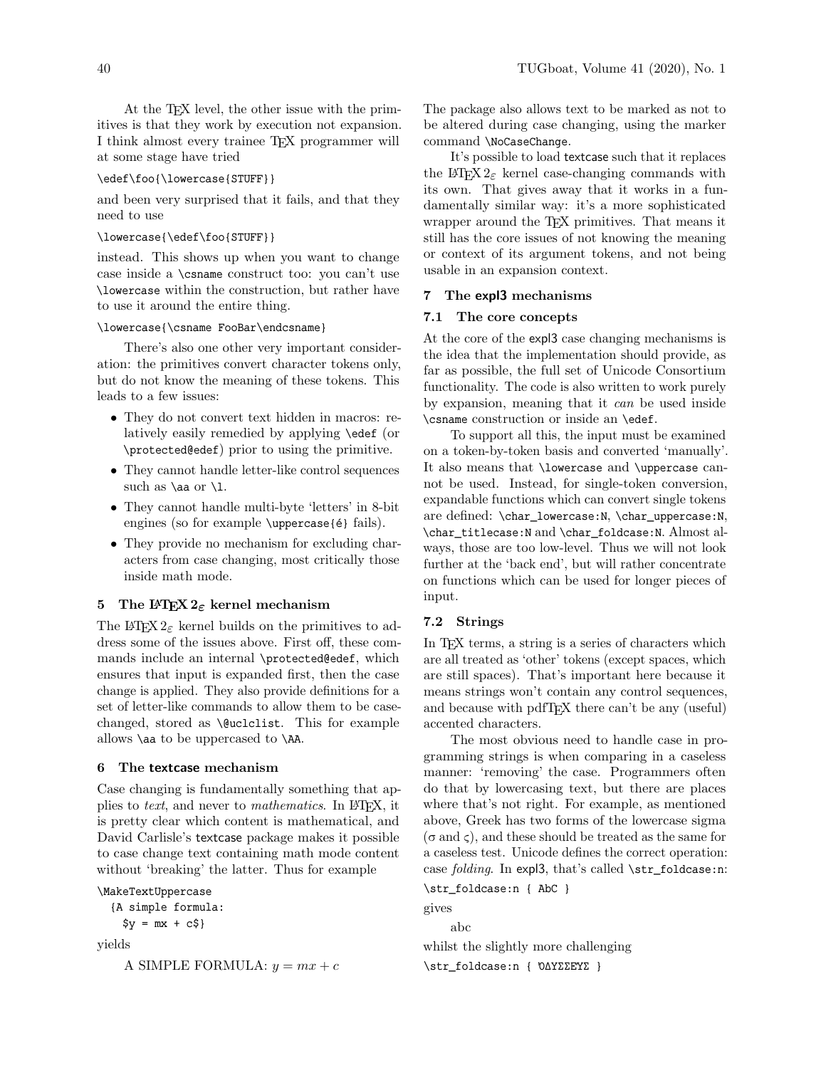At the TeX level, the other issue with the primitives is that they work by execution not expansion. I think almost every trainee TeX programmer will at some stage have tried

```
\edef\foo{\lowercase{STUFF}}
```

and been very surprised that it fails, and that they need to use

```
\lowercase{\edef\foo{STUFF}}
```

instead. This shows up when you want to change case inside a `\csname` construct too: you can't use `\lowercase` within the construction, but rather have to use it around the entire thing.

```
\lowercase{\csname FooBar\endcsname}
```

There's also one other very important consideration: the primitives convert character tokens only, but do not know the meaning of these tokens. This leads to a few issues:

- They do not convert text hidden in macros: relatively easily remedied by applying `\edef` (or `\protected@edef`) prior to using the primitive.
- They cannot handle letter-like control sequences such as `\aa` or `\l`.
- They cannot handle multi-byte 'letters' in 8-bit engines (so for example `\uppercase{é}` fails).
- They provide no mechanism for excluding characters from case changing, most critically those inside math mode.

## 5 The LaTeX 2ε kernel mechanism

The LaTeX 2ε kernel builds on the primitives to address some of the issues above. First off, these commands include an internal `\protected@edef`, which ensures that input is expanded first, then the case change is applied. They also provide definitions for a set of letter-like commands to allow them to be case-changed, stored as `\@uclclist`. This for example allows `\aa` to be uppercased to `\AA`.

## 6 The textcase mechanism

Case changing is fundamentally something that applies to *text*, and never to *mathematics*. In LaTeX, it is pretty clear which content is mathematical, and David Carlisle's textcase package makes it possible to case change text containing math mode content without 'breaking' the latter. Thus for example

```
\MakeTextUppercase
  {A simple formula:
    $y = mx + c$}
```

yields

A SIMPLE FORMULA: $y = mx + c$

The package also allows text to be marked as not to be altered during case changing, using the marker command `\NoCaseChange`.

It's possible to load textcase such that it replaces the LaTeX 2ε kernel case-changing commands with its own. That gives away that it works in a fundamentally similar way: it's a more sophisticated wrapper around the TeX primitives. That means it still has the core issues of not knowing the meaning or context of its argument tokens, and not being usable in an expansion context.

## 7 The expl3 mechanisms

### 7.1 The core concepts

At the core of the expl3 case changing mechanisms is the idea that the implementation should provide, as far as possible, the full set of Unicode Consortium functionality. The code is also written to work purely by expansion, meaning that it *can* be used inside `\csname` construction or inside an `\edef`.

To support all this, the input must be examined on a token-by-token basis and converted 'manually'. It also means that `\lowercase` and `\uppercase` cannot be used. Instead, for single-token conversion, expandable functions which can convert single tokens are defined: `\char_lowercase:N`, `\char_uppercase:N`, `\char_titlecase:N` and `\char_foldcase:N`. Almost always, those are too low-level. Thus we will not look further at the 'back end', but will rather concentrate on functions which can be used for longer pieces of input.

### 7.2 Strings

In TeX terms, a string is a series of characters which are all treated as 'other' tokens (except spaces, which are still spaces). That's important here because it means strings won't contain any control sequences, and because with pdfTeX there can't be any (useful) accented characters.

The most obvious need to handle case in programming strings is when comparing in a caseless manner: 'removing' the case. Programmers often do that by lowercasing text, but there are places where that's not right. For example, as mentioned above, Greek has two forms of the lowercase sigma ($\sigma$ and $\varsigma$), and these should be treated as the same for a caseless test. Unicode defines the correct operation: case *folding*. In expl3, that's called `\str_foldcase:n`:

```
\str_foldcase:n { AbC }
```

gives

abc

whilst the slightly more challenging

```
\str_foldcase:n { ὈΔΥΣΣΕΥΣ }
```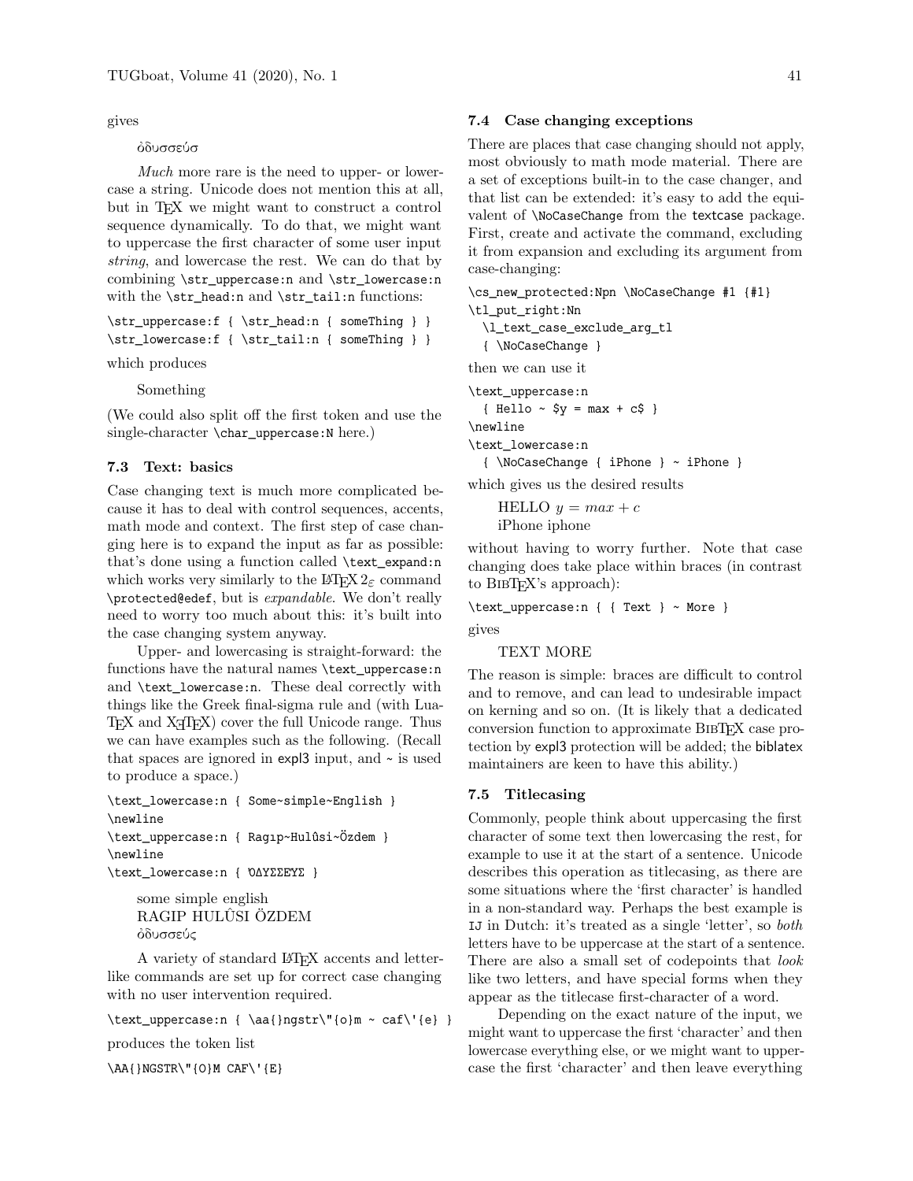gives

ὀδυσσεύσ

*Much* more rare is the need to upper- or lowercase a string. Unicode does not mention this at all, but in TeX we might want to construct a control sequence dynamically. To do that, we might want to uppercase the first character of some user input *string*, and lowercase the rest. We can do that by combining `\str_uppercase:n` and `\str_lowercase:n` with the `\str_head:n` and `\str_tail:n` functions:

```
\str_uppercase:f { \str_head:n { someThing } }
\str_lowercase:f { \str_tail:n { someThing } }
```

which produces

Something

(We could also split off the first token and use the single-character `\char_uppercase:N` here.)

### 7.3 Text: basics

Case changing text is much more complicated because it has to deal with control sequences, accents, math mode and context. The first step of case changing here is to expand the input as far as possible: that's done using a function called `\text_expand:n` which works very similarly to the LaTeX 2ε command `\protected@edef`, but is *expandable*. We don't really need to worry too much about this: it's built into the case changing system anyway.

Upper- and lowercasing is straight-forward: the functions have the natural names `\text_uppercase:n` and `\text_lowercase:n`. These deal correctly with things like the Greek final-sigma rule and (with LuaTeX and XeTeX) cover the full Unicode range. Thus we can have examples such as the following. (Recall that spaces are ignored in expl3 input, and ~ is used to produce a space.)

```
\text_lowercase:n { Some~simple~English }
\newline
\text_uppercase:n { Ragıp~Hulûsi~Özdem }
\newline
\text_lowercase:n { ὈΔΥΣΣΕΎΣ }
```

some simple english
RAGIP HULÛSI ÖZDEM
ὀδυσσεύς

A variety of standard LaTeX accents and letter-like commands are set up for correct case changing with no user intervention required.

```
\text_uppercase:n { \aa{}ngstr\"{o}m ~ caf\'{e} }
```

produces the token list

```
\AA{}NGSTR\"{O}M CAF\'{E}
```

### 7.4 Case changing exceptions

There are places that case changing should not apply, most obviously to math mode material. There are a set of exceptions built-in to the case changer, and that list can be extended: it's easy to add the equivalent of `\NoCaseChange` from the textcase package. First, create and activate the command, excluding it from expansion and excluding its argument from case-changing:

```
\cs_new_protected:Npn \NoCaseChange #1 {#1}
\tl_put_right:Nn
  \l_text_case_exclude_arg_tl
  { \NoCaseChange }
```

then we can use it

```
\text_uppercase:n
  { Hello ~ $y = max + c$ }
\newline
\text_lowercase:n
  { \NoCaseChange { iPhone } ~ iPhone }
```

which gives us the desired results

HELLO $y = max + c$
iPhone iphone

without having to worry further. Note that case changing does take place within braces (in contrast to BibTeX's approach):

```
\text_uppercase:n { { Text } ~ More }
```

gives

TEXT MORE

The reason is simple: braces are difficult to control and to remove, and can lead to undesirable impact on kerning and so on. (It is likely that a dedicated conversion function to approximate BibTeX case protection by expl3 protection will be added; the biblatex maintainers are keen to have this ability.)

### 7.5 Titlecasing

Commonly, people think about uppercasing the first character of some text then lowercasing the rest, for example to use it at the start of a sentence. Unicode describes this operation as titlecasing, as there are some situations where the 'first character' is handled in a non-standard way. Perhaps the best example is IJ in Dutch: it's treated as a single 'letter', so *both* letters have to be uppercase at the start of a sentence. There are also a small set of codepoints that *look* like two letters, and have special forms when they appear as the titlecase first-character of a word.

Depending on the exact nature of the input, we might want to uppercase the first 'character' and then lowercase everything else, or we might want to uppercase the first 'character' and then leave everything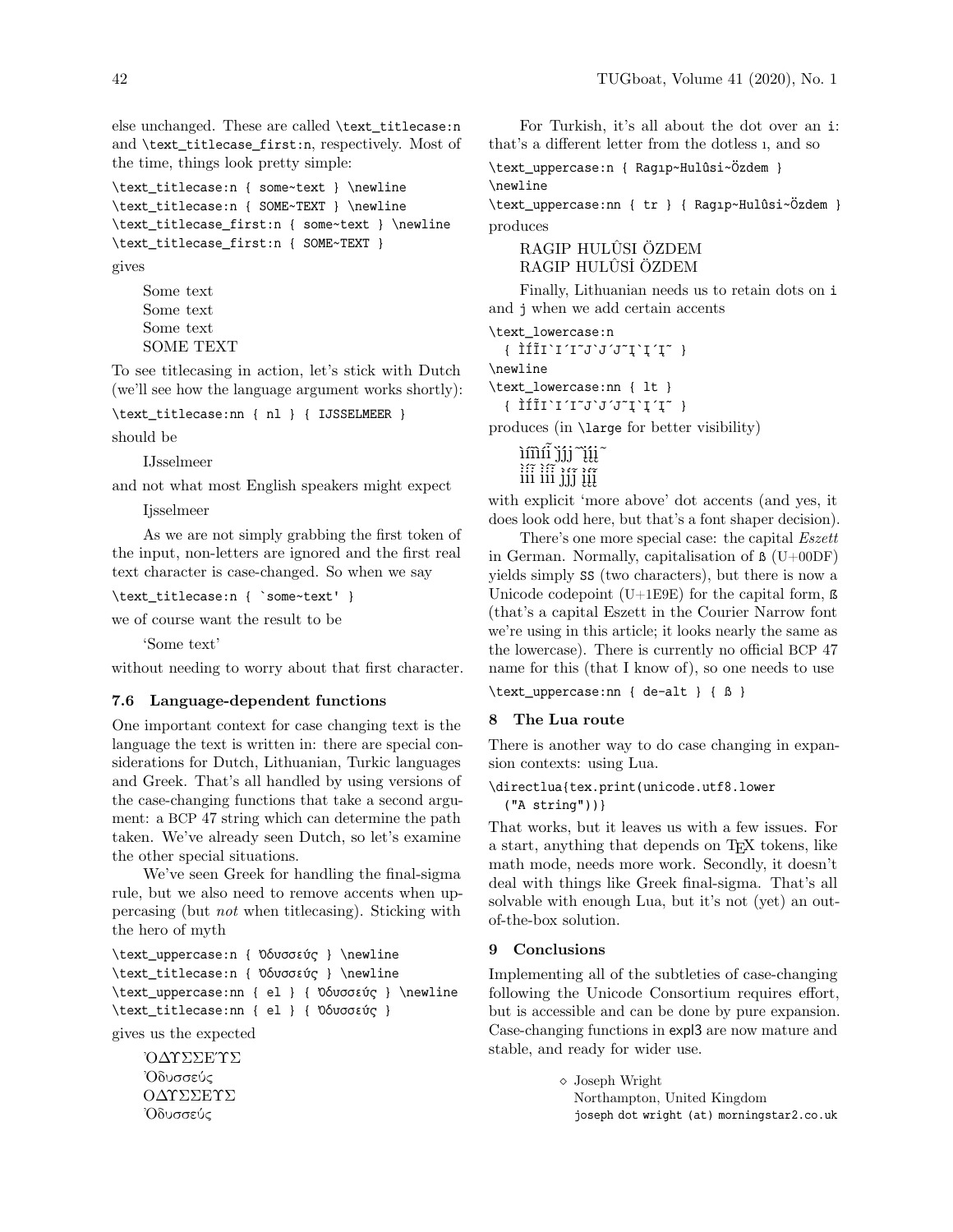else unchanged. These are called `\text_titlecase:n` and `\text_titlecase_first:n`, respectively. Most of the time, things look pretty simple:

```
\text_titlecase:n { some~text } \newline
\text_titlecase:n { SOME~TEXT } \newline
\text_titlecase_first:n { some~text } \newline
\text_titlecase_first:n { SOME~TEXT }
```

gives

Some text
Some text
Some text
SOME TEXT

To see titlecasing in action, let's stick with Dutch (we'll see how the language argument works shortly):

```
\text_titlecase:nn { nl } { IJSSELMEER }
```

should be

IJsselmeer

and not what most English speakers might expect

Ijsselmeer

As we are not simply grabbing the first token of the input, non-letters are ignored and the first real text character is case-changed. So when we say

```
\text_titlecase:n { `some~text' }
```

we of course want the result to be

'Some text'

without needing to worry about that first character.

### 7.6 Language-dependent functions

One important context for case changing text is the language the text is written in: there are special considerations for Dutch, Lithuanian, Turkic languages and Greek. That's all handled by using versions of the case-changing functions that take a second argument: a BCP 47 string which can determine the path taken. We've already seen Dutch, so let's examine the other special situations.

We've seen Greek for handling the final-sigma rule, but we also need to remove accents when uppercasing (but *not* when titlecasing). Sticking with the hero of myth

```
\text_uppercase:n { Ὀδυσσεύς } \newline
\text_titlecase:n { Ὀδυσσεύς } \newline
\text_uppercase:nn { el } { Ὀδυσσεύς } \newline
\text_titlecase:nn { el } { Ὀδυσσεύς }
```

gives us the expected

ὈΔΥΣΣΕΎΣ
Ὀδυσσεύς
ΟΔΥΣΣΕΥΣ
Ὀδυσσεύς

For Turkish, it's all about the dot over an `i`: that's a different letter from the dotless ı, and so

```
\text_uppercase:n { Ragıp~Hulûsi~Özdem }
\newline
\text_uppercase:nn { tr } { Ragıp~Hulûsi~Özdem }
```

produces

RAGIP HULÛSI ÖZDEM
RAGIP HULÛSİ ÖZDEM

Finally, Lithuanian needs us to retain dots on `i` and `j` when we add certain accents

```
\text_lowercase:n
  { ÌÍĨİ`İ´İ˜J̇`J̇´J̇˜Į̇`Į̇´Į̇˜ }
\newline
\text_lowercase:nn { lt }
  { ÌÍĨİ`İ´İ˜J̇`J̇´J̇˜Į̇`Į̇´Į̇˜ }
```

produces (in `\large` for better visibility)

ìíĩ̃ĩ j̀j́j̃ į̀į́į̃˜
i̇̀i̇́i̇̃ i̇̀i̇́i̇̃ j̇̀j̇́j̇̃ į̇̀į̇́į̇̃

with explicit 'more above' dot accents (and yes, it does look odd here, but that's a font shaper decision).

There's one more special case: the capital *Eszett* in German. Normally, capitalisation of ß (U+00DF) yields simply SS (two characters), but there is now a Unicode codepoint (U+1E9E) for the capital form, ẞ (that's a capital Eszett in the Courier Narrow font we're using in this article; it looks nearly the same as the lowercase). There is currently no official BCP 47 name for this (that I know of), so one needs to use

```
\text_uppercase:nn { de-alt } { ß }
```

## 8 The Lua route

There is another way to do case changing in expansion contexts: using Lua.

```
\directlua{tex.print(unicode.utf8.lower
  ("A string"))}
```

That works, but it leaves us with a few issues. For a start, anything that depends on TeX tokens, like math mode, needs more work. Secondly, it doesn't deal with things like Greek final-sigma. That's all solvable with enough Lua, but it's not (yet) an out-of-the-box solution.

## 9 Conclusions

Implementing all of the subtleties of case-changing following the Unicode Consortium requires effort, but is accessible and can be done by pure expansion. Case-changing functions in expl3 are now mature and stable, and ready for wider use.

◇ Joseph Wright
Northampton, United Kingdom
joseph dot wright (at) morningstar2.co.uk